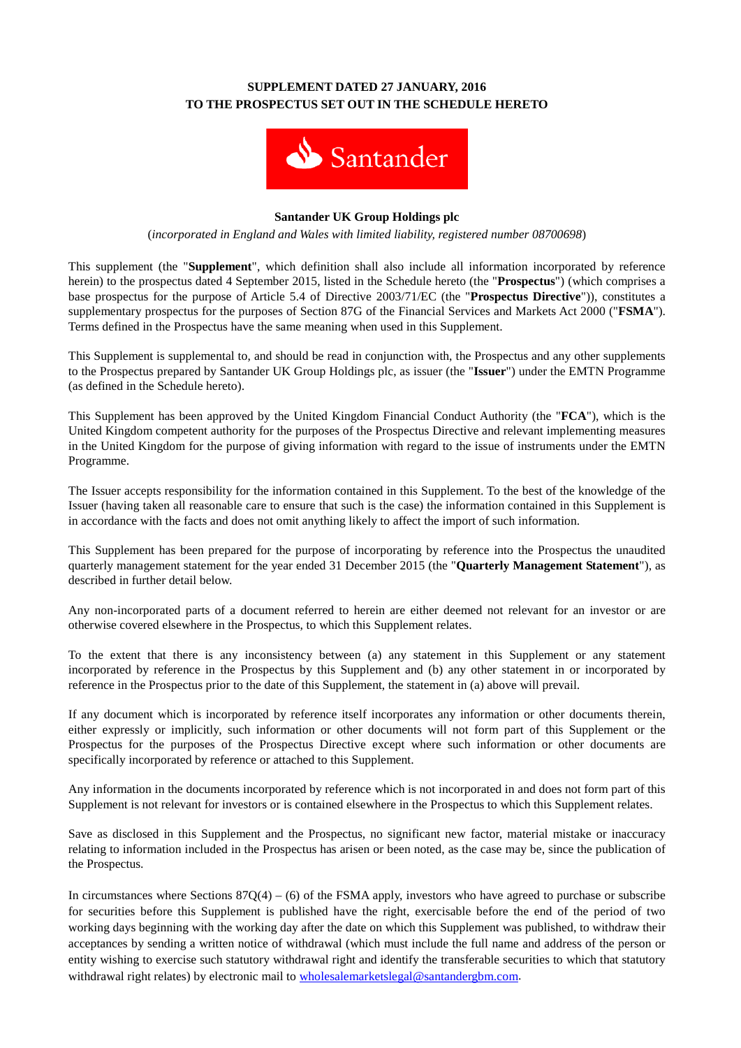**SUPPLEMENT DATED 27 JANUARY, 2016**
**TO THE PROSPECTUS SET OUT IN THE SCHEDULE HERETO**

**Santander UK Group Holdings plc**

(*incorporated in England and Wales with limited liability, registered number 08700698*)

This supplement (the "**Supplement**", which definition shall also include all information incorporated by reference herein) to the prospectus dated 4 September 2015, listed in the Schedule hereto (the "**Prospectus**") (which comprises a base prospectus for the purpose of Article 5.4 of Directive 2003/71/EC (the "**Prospectus Directive**")), constitutes a supplementary prospectus for the purposes of Section 87G of the Financial Services and Markets Act 2000 ("**FSMA**"). Terms defined in the Prospectus have the same meaning when used in this Supplement.

This Supplement is supplemental to, and should be read in conjunction with, the Prospectus and any other supplements to the Prospectus prepared by Santander UK Group Holdings plc, as issuer (the "**Issuer**") under the EMTN Programme (as defined in the Schedule hereto).

This Supplement has been approved by the United Kingdom Financial Conduct Authority (the "**FCA**"), which is the United Kingdom competent authority for the purposes of the Prospectus Directive and relevant implementing measures in the United Kingdom for the purpose of giving information with regard to the issue of instruments under the EMTN Programme.

The Issuer accepts responsibility for the information contained in this Supplement. To the best of the knowledge of the Issuer (having taken all reasonable care to ensure that such is the case) the information contained in this Supplement is in accordance with the facts and does not omit anything likely to affect the import of such information.

This Supplement has been prepared for the purpose of incorporating by reference into the Prospectus the unaudited quarterly management statement for the year ended 31 December 2015 (the "**Quarterly Management Statement**"), as described in further detail below.

Any non-incorporated parts of a document referred to herein are either deemed not relevant for an investor or are otherwise covered elsewhere in the Prospectus, to which this Supplement relates.

To the extent that there is any inconsistency between (a) any statement in this Supplement or any statement incorporated by reference in the Prospectus by this Supplement and (b) any other statement in or incorporated by reference in the Prospectus prior to the date of this Supplement, the statement in (a) above will prevail.

If any document which is incorporated by reference itself incorporates any information or other documents therein, either expressly or implicitly, such information or other documents will not form part of this Supplement or the Prospectus for the purposes of the Prospectus Directive except where such information or other documents are specifically incorporated by reference or attached to this Supplement.

Any information in the documents incorporated by reference which is not incorporated in and does not form part of this Supplement is not relevant for investors or is contained elsewhere in the Prospectus to which this Supplement relates.

Save as disclosed in this Supplement and the Prospectus, no significant new factor, material mistake or inaccuracy relating to information included in the Prospectus has arisen or been noted, as the case may be, since the publication of the Prospectus.

In circumstances where Sections 87Q(4) – (6) of the FSMA apply, investors who have agreed to purchase or subscribe for securities before this Supplement is published have the right, exercisable before the end of the period of two working days beginning with the working day after the date on which this Supplement was published, to withdraw their acceptances by sending a written notice of withdrawal (which must include the full name and address of the person or entity wishing to exercise such statutory withdrawal right and identify the transferable securities to which that statutory withdrawal right relates) by electronic mail to wholesalemarketslegal@santandergbm.com.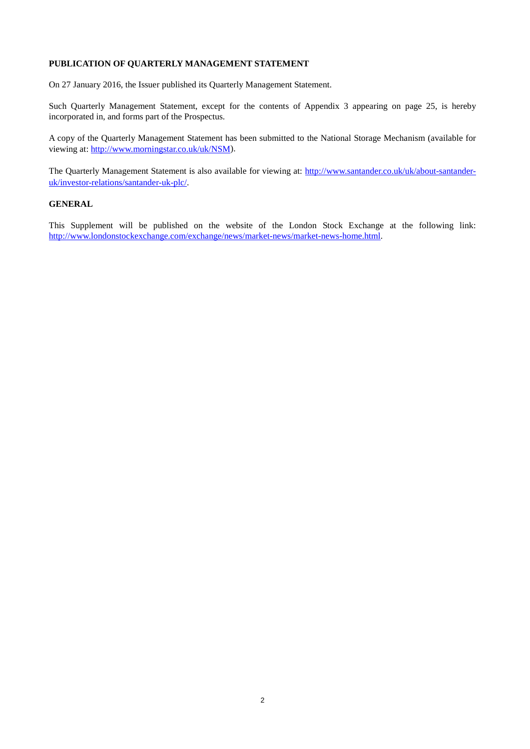**PUBLICATION OF QUARTERLY MANAGEMENT STATEMENT**

On 27 January 2016, the Issuer published its Quarterly Management Statement.

Such Quarterly Management Statement, except for the contents of Appendix 3 appearing on page 25, is hereby incorporated in, and forms part of the Prospectus.

A copy of the Quarterly Management Statement has been submitted to the National Storage Mechanism (available for viewing at: http://www.morningstar.co.uk/uk/NSM).

The Quarterly Management Statement is also available for viewing at: http://www.santander.co.uk/uk/about-santander-uk/investor-relations/santander-uk-plc/.

**GENERAL**

This Supplement will be published on the website of the London Stock Exchange at the following link: http://www.londonstockexchange.com/exchange/news/market-news/market-news-home.html.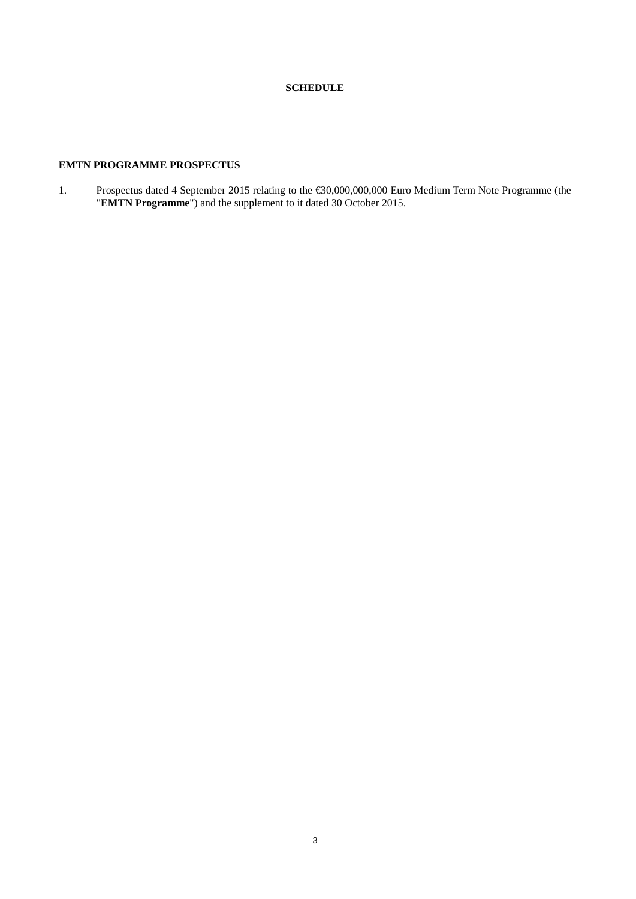# SCHEDULE

## EMTN PROGRAMME PROSPECTUS

1. Prospectus dated 4 September 2015 relating to the €30,000,000,000 Euro Medium Term Note Programme (the "**EMTN Programme**") and the supplement to it dated 30 October 2015.